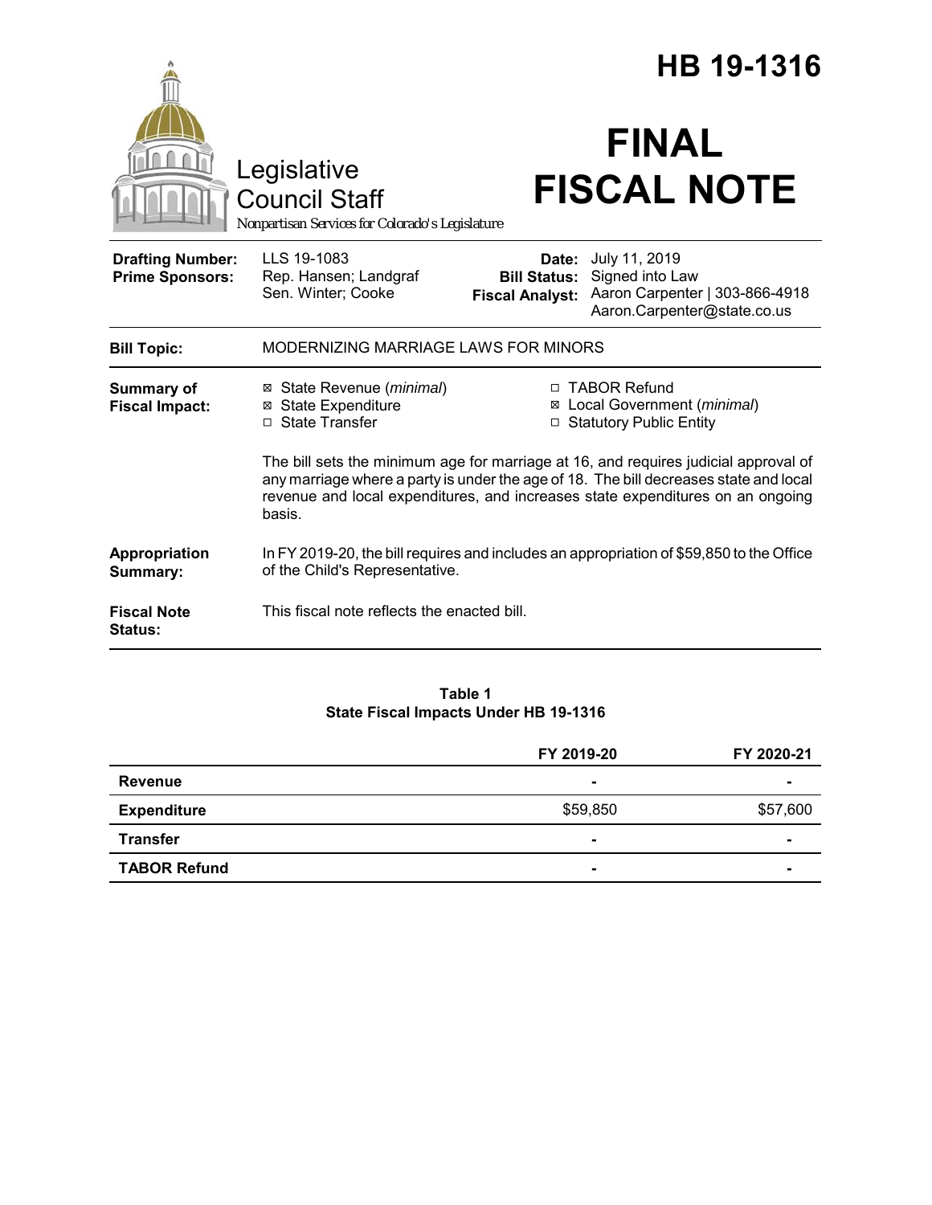# HB 19-1316

# FINAL FISCAL NOTE

Legislative Council Staff

*Nonpartisan Services for Colorado's Legislature*

| | | | |
|---|---|---|---|
| **Drafting Number:** | LLS 19-1083 | **Date:** | July 11, 2019 |
| **Prime Sponsors:** | Rep. Hansen; Landgraf<br>Sen. Winter; Cooke | **Bill Status:** | Signed into Law |
| | | **Fiscal Analyst:** | Aaron Carpenter \| 303-866-4918<br>Aaron.Carpenter@state.co.us |

**Bill Topic:** MODERNIZING MARRIAGE LAWS FOR MINORS

**Summary of Fiscal Impact:**

- ☒ State Revenue (*minimal*)
- ☒ State Expenditure
- ☐ State Transfer
- ☐ TABOR Refund
- ☒ Local Government (*minimal*)
- ☐ Statutory Public Entity

The bill sets the minimum age for marriage at 16, and requires judicial approval of any marriage where a party is under the age of 18. The bill decreases state and local revenue and local expenditures, and increases state expenditures on an ongoing basis.

**Appropriation Summary:** In FY 2019-20, the bill requires and includes an appropriation of $59,850 to the Office of the Child's Representative.

**Fiscal Note Status:** This fiscal note reflects the enacted bill.

**Table 1**
**State Fiscal Impacts Under HB 19-1316**

| | FY 2019-20 | FY 2020-21 |
|---|---|---|
| **Revenue** | - | - |
| **Expenditure** | $59,850 | $57,600 |
| **Transfer** | - | - |
| **TABOR Refund** | - | - |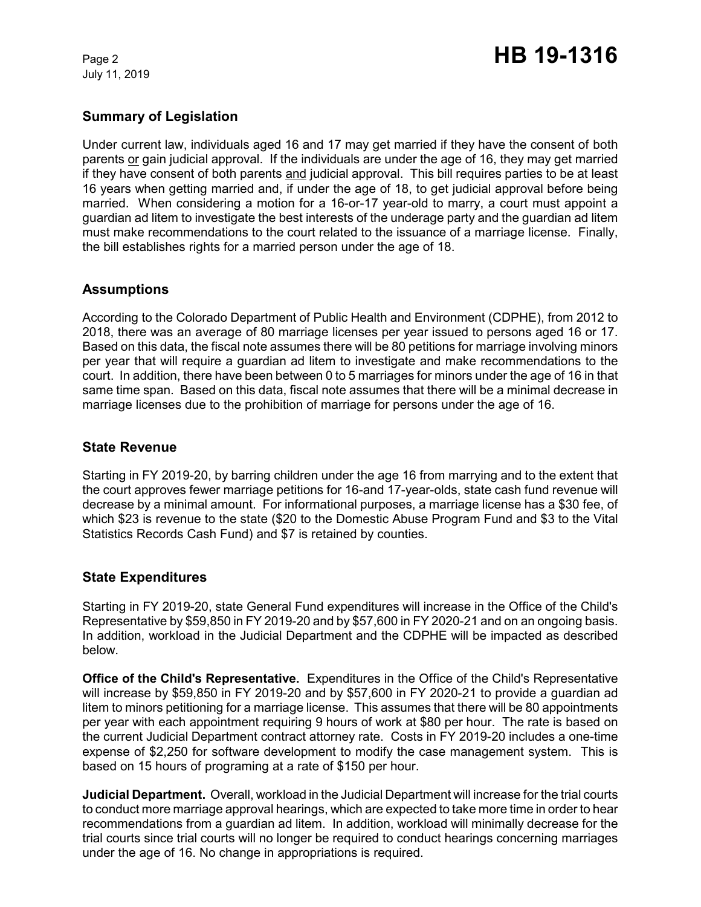## Summary of Legislation

Under current law, individuals aged 16 and 17 may get married if they have the consent of both parents or gain judicial approval. If the individuals are under the age of 16, they may get married if they have consent of both parents and judicial approval. This bill requires parties to be at least 16 years when getting married and, if under the age of 18, to get judicial approval before being married. When considering a motion for a 16-or-17 year-old to marry, a court must appoint a guardian ad litem to investigate the best interests of the underage party and the guardian ad litem must make recommendations to the court related to the issuance of a marriage license. Finally, the bill establishes rights for a married person under the age of 18.

## Assumptions

According to the Colorado Department of Public Health and Environment (CDPHE), from 2012 to 2018, there was an average of 80 marriage licenses per year issued to persons aged 16 or 17. Based on this data, the fiscal note assumes there will be 80 petitions for marriage involving minors per year that will require a guardian ad litem to investigate and make recommendations to the court. In addition, there have been between 0 to 5 marriages for minors under the age of 16 in that same time span. Based on this data, fiscal note assumes that there will be a minimal decrease in marriage licenses due to the prohibition of marriage for persons under the age of 16.

## State Revenue

Starting in FY 2019-20, by barring children under the age 16 from marrying and to the extent that the court approves fewer marriage petitions for 16-and 17-year-olds, state cash fund revenue will decrease by a minimal amount. For informational purposes, a marriage license has a $30 fee, of which $23 is revenue to the state ($20 to the Domestic Abuse Program Fund and $3 to the Vital Statistics Records Cash Fund) and $7 is retained by counties.

## State Expenditures

Starting in FY 2019-20, state General Fund expenditures will increase in the Office of the Child's Representative by $59,850 in FY 2019-20 and by $57,600 in FY 2020-21 and on an ongoing basis. In addition, workload in the Judicial Department and the CDPHE will be impacted as described below.

**Office of the Child's Representative.** Expenditures in the Office of the Child's Representative will increase by $59,850 in FY 2019-20 and by $57,600 in FY 2020-21 to provide a guardian ad litem to minors petitioning for a marriage license. This assumes that there will be 80 appointments per year with each appointment requiring 9 hours of work at $80 per hour. The rate is based on the current Judicial Department contract attorney rate. Costs in FY 2019-20 includes a one-time expense of $2,250 for software development to modify the case management system. This is based on 15 hours of programing at a rate of $150 per hour.

**Judicial Department.** Overall, workload in the Judicial Department will increase for the trial courts to conduct more marriage approval hearings, which are expected to take more time in order to hear recommendations from a guardian ad litem. In addition, workload will minimally decrease for the trial courts since trial courts will no longer be required to conduct hearings concerning marriages under the age of 16. No change in appropriations is required.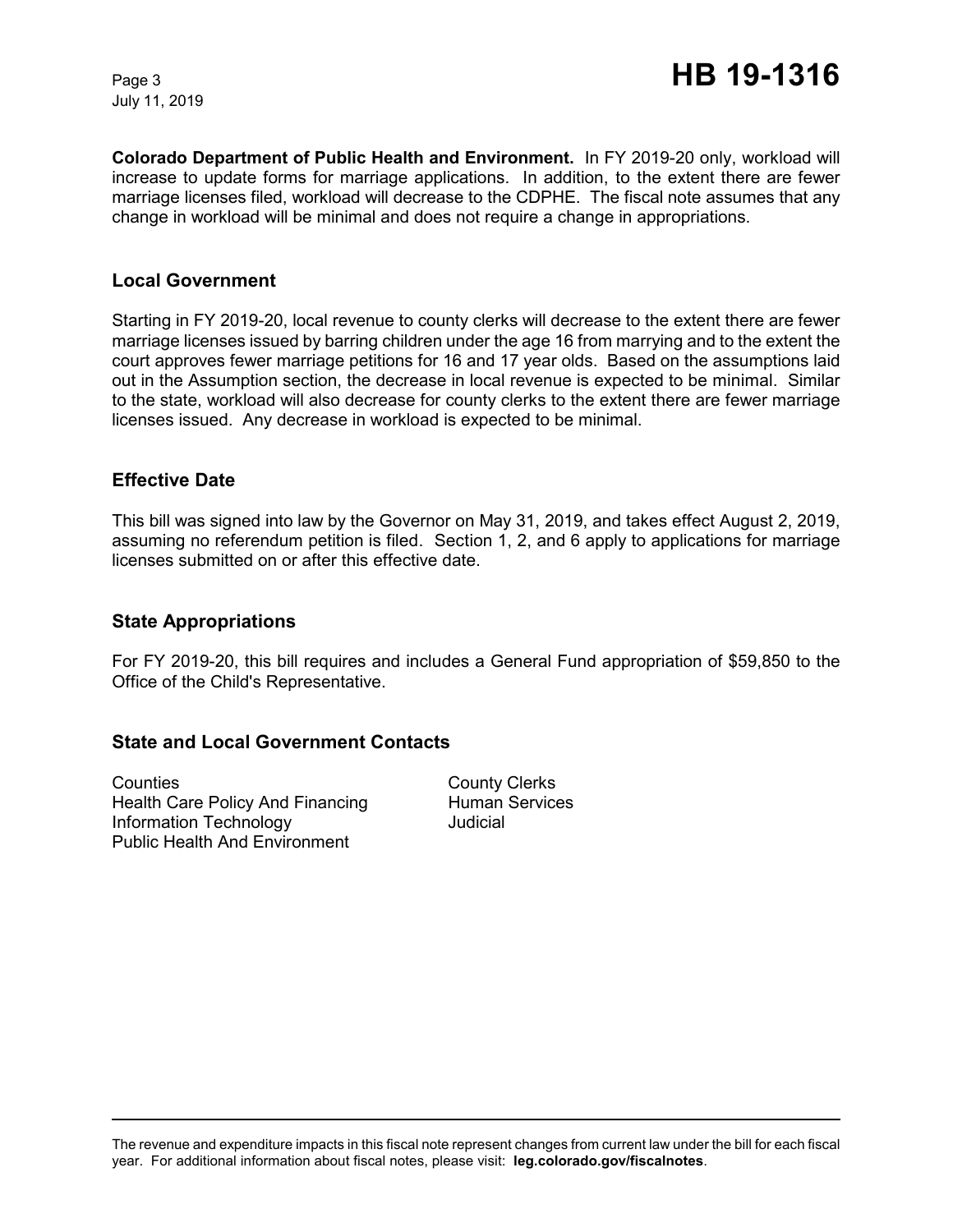**Colorado Department of Public Health and Environment.** In FY 2019-20 only, workload will increase to update forms for marriage applications. In addition, to the extent there are fewer marriage licenses filed, workload will decrease to the CDPHE. The fiscal note assumes that any change in workload will be minimal and does not require a change in appropriations.

## Local Government

Starting in FY 2019-20, local revenue to county clerks will decrease to the extent there are fewer marriage licenses issued by barring children under the age 16 from marrying and to the extent the court approves fewer marriage petitions for 16 and 17 year olds. Based on the assumptions laid out in the Assumption section, the decrease in local revenue is expected to be minimal. Similar to the state, workload will also decrease for county clerks to the extent there are fewer marriage licenses issued. Any decrease in workload is expected to be minimal.

## Effective Date

This bill was signed into law by the Governor on May 31, 2019, and takes effect August 2, 2019, assuming no referendum petition is filed. Section 1, 2, and 6 apply to applications for marriage licenses submitted on or after this effective date.

## State Appropriations

For FY 2019-20, this bill requires and includes a General Fund appropriation of $59,850 to the Office of the Child's Representative.

## State and Local Government Contacts

Counties
County Clerks
Health Care Policy And Financing
Human Services
Information Technology
Judicial
Public Health And Environment

The revenue and expenditure impacts in this fiscal note represent changes from current law under the bill for each fiscal year. For additional information about fiscal notes, please visit: **leg.colorado.gov/fiscalnotes**.